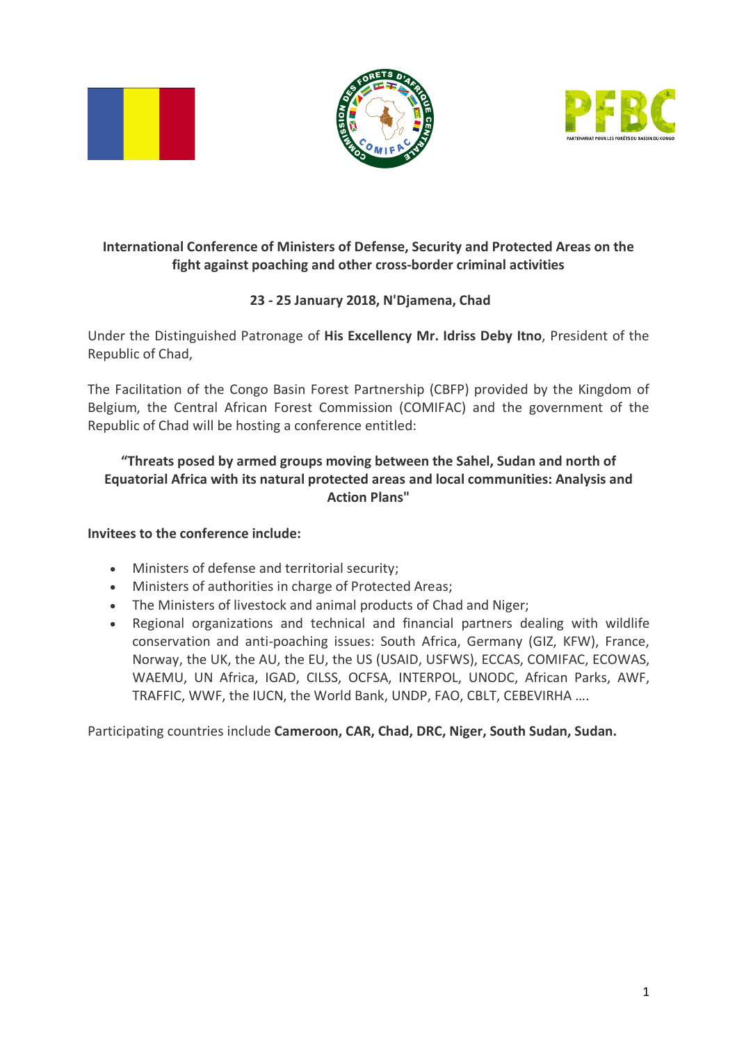**International Conference of Ministers of Defense, Security and Protected Areas on the fight against poaching and other cross-border criminal activities**

**23 - 25 January 2018, N'Djamena, Chad**

Under the Distinguished Patronage of **His Excellency Mr. Idriss Deby Itno**, President of the Republic of Chad,

The Facilitation of the Congo Basin Forest Partnership (CBFP) provided by the Kingdom of Belgium, the Central African Forest Commission (COMIFAC) and the government of the Republic of Chad will be hosting a conference entitled:

**"Threats posed by armed groups moving between the Sahel, Sudan and north of Equatorial Africa with its natural protected areas and local communities: Analysis and Action Plans"**

**Invitees to the conference include:**

- Ministers of defense and territorial security;
- Ministers of authorities in charge of Protected Areas;
- The Ministers of livestock and animal products of Chad and Niger;
- Regional organizations and technical and financial partners dealing with wildlife conservation and anti-poaching issues: South Africa, Germany (GIZ, KFW), France, Norway, the UK, the AU, the EU, the US (USAID, USFWS), ECCAS, COMIFAC, ECOWAS, WAEMU, UN Africa, IGAD, CILSS, OCFSA, INTERPOL, UNODC, African Parks, AWF, TRAFFIC, WWF, the IUCN, the World Bank, UNDP, FAO, CBLT, CEBEVIRHA ….

Participating countries include **Cameroon, CAR, Chad, DRC, Niger, South Sudan, Sudan.**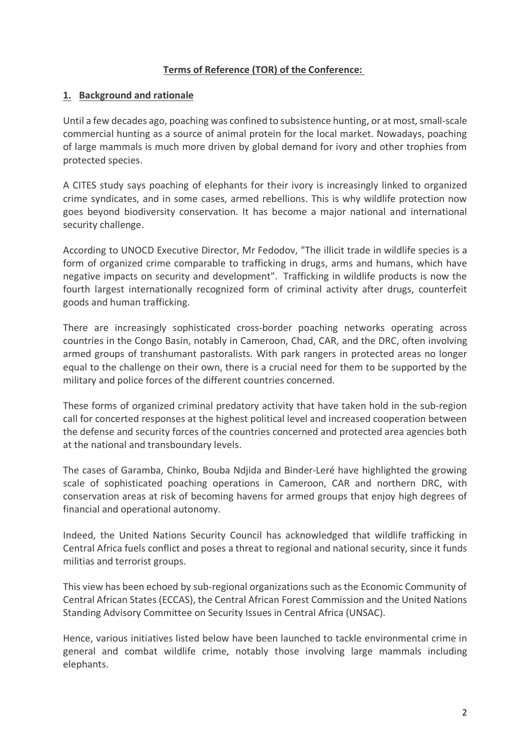## Terms of Reference (TOR) of the Conference:

### 1. Background and rationale

Until a few decades ago, poaching was confined to subsistence hunting, or at most, small-scale commercial hunting as a source of animal protein for the local market. Nowadays, poaching of large mammals is much more driven by global demand for ivory and other trophies from protected species.

A CITES study says poaching of elephants for their ivory is increasingly linked to organized crime syndicates, and in some cases, armed rebellions. This is why wildlife protection now goes beyond biodiversity conservation. It has become a major national and international security challenge.

According to UNOCD Executive Director, Mr Fedodov, "The illicit trade in wildlife species is a form of organized crime comparable to trafficking in drugs, arms and humans, which have negative impacts on security and development". Trafficking in wildlife products is now the fourth largest internationally recognized form of criminal activity after drugs, counterfeit goods and human trafficking.

There are increasingly sophisticated cross-border poaching networks operating across countries in the Congo Basin, notably in Cameroon, Chad, CAR, and the DRC, often involving armed groups of transhumant pastoralists. With park rangers in protected areas no longer equal to the challenge on their own, there is a crucial need for them to be supported by the military and police forces of the different countries concerned.

These forms of organized criminal predatory activity that have taken hold in the sub-region call for concerted responses at the highest political level and increased cooperation between the defense and security forces of the countries concerned and protected area agencies both at the national and transboundary levels.

The cases of Garamba, Chinko, Bouba Ndjida and Binder-Leré have highlighted the growing scale of sophisticated poaching operations in Cameroon, CAR and northern DRC, with conservation areas at risk of becoming havens for armed groups that enjoy high degrees of financial and operational autonomy.

Indeed, the United Nations Security Council has acknowledged that wildlife trafficking in Central Africa fuels conflict and poses a threat to regional and national security, since it funds militias and terrorist groups.

This view has been echoed by sub-regional organizations such as the Economic Community of Central African States (ECCAS), the Central African Forest Commission and the United Nations Standing Advisory Committee on Security Issues in Central Africa (UNSAC).

Hence, various initiatives listed below have been launched to tackle environmental crime in general and combat wildlife crime, notably those involving large mammals including elephants.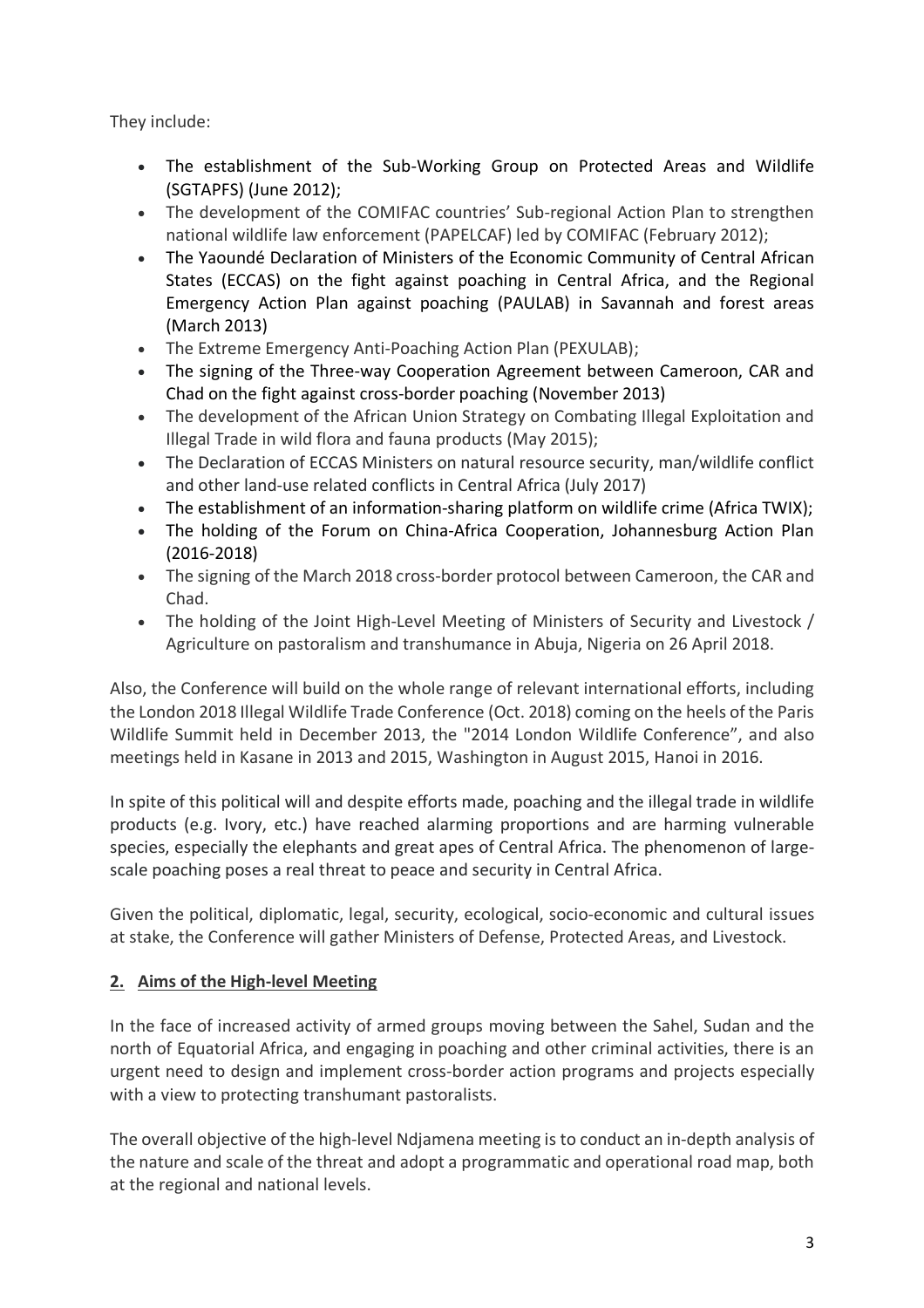They include:

- The establishment of the Sub-Working Group on Protected Areas and Wildlife (SGTAPFS) (June 2012);
- The development of the COMIFAC countries' Sub-regional Action Plan to strengthen national wildlife law enforcement (PAPELCAF) led by COMIFAC (February 2012);
- The Yaoundé Declaration of Ministers of the Economic Community of Central African States (ECCAS) on the fight against poaching in Central Africa, and the Regional Emergency Action Plan against poaching (PAULAB) in Savannah and forest areas (March 2013)
- The Extreme Emergency Anti-Poaching Action Plan (PEXULAB);
- The signing of the Three-way Cooperation Agreement between Cameroon, CAR and Chad on the fight against cross-border poaching (November 2013)
- The development of the African Union Strategy on Combating Illegal Exploitation and Illegal Trade in wild flora and fauna products (May 2015);
- The Declaration of ECCAS Ministers on natural resource security, man/wildlife conflict and other land-use related conflicts in Central Africa (July 2017)
- The establishment of an information-sharing platform on wildlife crime (Africa TWIX);
- The holding of the Forum on China-Africa Cooperation, Johannesburg Action Plan (2016-2018)
- The signing of the March 2018 cross-border protocol between Cameroon, the CAR and Chad.
- The holding of the Joint High-Level Meeting of Ministers of Security and Livestock / Agriculture on pastoralism and transhumance in Abuja, Nigeria on 26 April 2018.

Also, the Conference will build on the whole range of relevant international efforts, including the London 2018 Illegal Wildlife Trade Conference (Oct. 2018) coming on the heels of the Paris Wildlife Summit held in December 2013, the "2014 London Wildlife Conference", and also meetings held in Kasane in 2013 and 2015, Washington in August 2015, Hanoi in 2016.

In spite of this political will and despite efforts made, poaching and the illegal trade in wildlife products (e.g. Ivory, etc.) have reached alarming proportions and are harming vulnerable species, especially the elephants and great apes of Central Africa. The phenomenon of large-scale poaching poses a real threat to peace and security in Central Africa.

Given the political, diplomatic, legal, security, ecological, socio-economic and cultural issues at stake, the Conference will gather Ministers of Defense, Protected Areas, and Livestock.

## 2. Aims of the High-level Meeting

In the face of increased activity of armed groups moving between the Sahel, Sudan and the north of Equatorial Africa, and engaging in poaching and other criminal activities, there is an urgent need to design and implement cross-border action programs and projects especially with a view to protecting transhumant pastoralists.

The overall objective of the high-level Ndjamena meeting is to conduct an in-depth analysis of the nature and scale of the threat and adopt a programmatic and operational road map, both at the regional and national levels.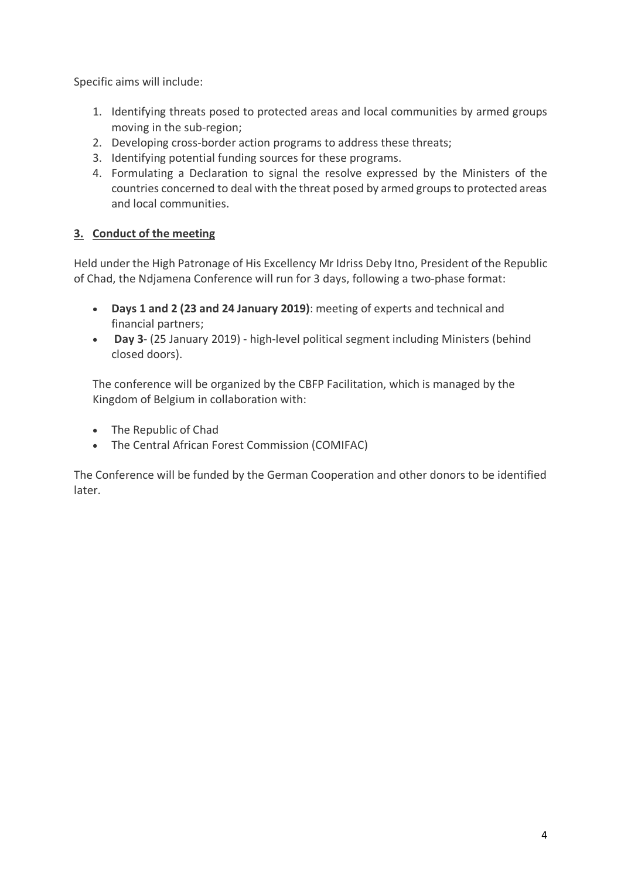Specific aims will include:

1. Identifying threats posed to protected areas and local communities by armed groups moving in the sub-region;
2. Developing cross-border action programs to address these threats;
3. Identifying potential funding sources for these programs.
4. Formulating a Declaration to signal the resolve expressed by the Ministers of the countries concerned to deal with the threat posed by armed groups to protected areas and local communities.

## 3. Conduct of the meeting

Held under the High Patronage of His Excellency Mr Idriss Deby Itno, President of the Republic of Chad, the Ndjamena Conference will run for 3 days, following a two-phase format:

- **Days 1 and 2 (23 and 24 January 2019)**: meeting of experts and technical and financial partners;
- **Day 3**- (25 January 2019) - high-level political segment including Ministers (behind closed doors).

The conference will be organized by the CBFP Facilitation, which is managed by the Kingdom of Belgium in collaboration with:

- The Republic of Chad
- The Central African Forest Commission (COMIFAC)

The Conference will be funded by the German Cooperation and other donors to be identified later.